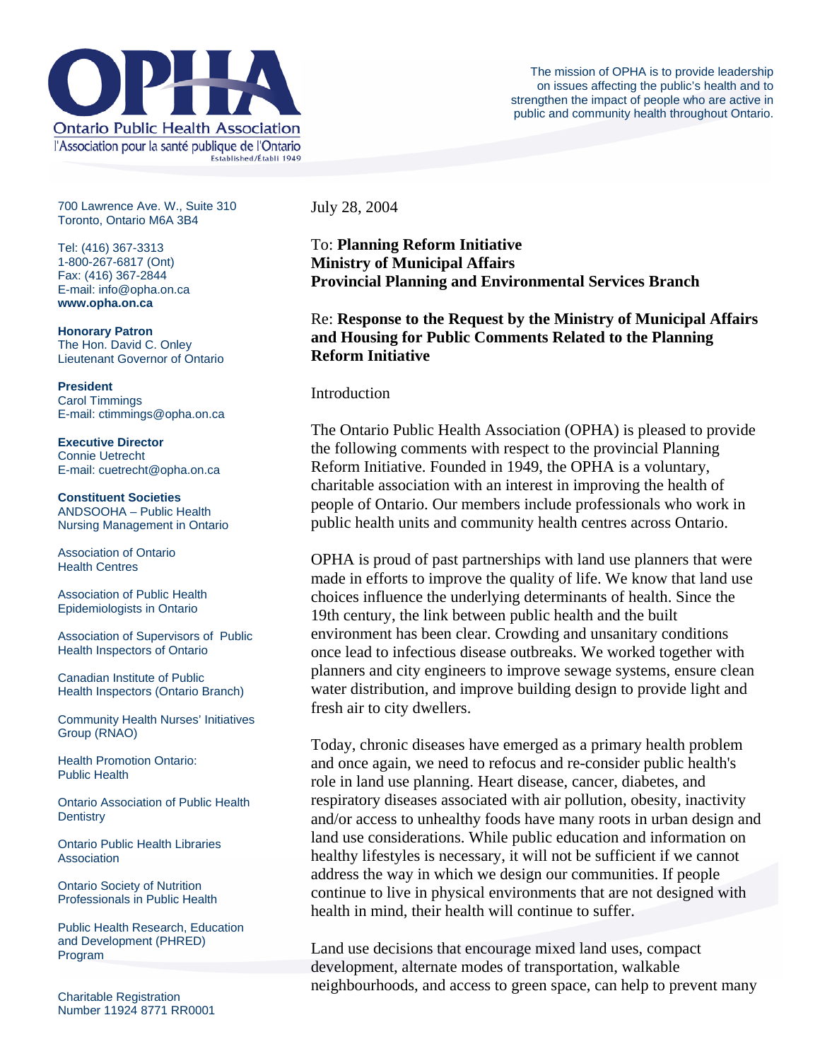# OPHA

**Ontario Public Health Association**

l'Association pour la santé publique de l'Ontario

Established/Établi 1949

The mission of OPHA is to provide leadership on issues affecting the public's health and to strengthen the impact of people who are active in public and community health throughout Ontario.

700 Lawrence Ave. W., Suite 310
Toronto, Ontario M6A 3B4

Tel: (416) 367-3313
1-800-267-6817 (Ont)
Fax: (416) 367-2844
E-mail: info@opha.on.ca
**www.opha.on.ca**

**Honorary Patron**
The Hon. David C. Onley
Lieutenant Governor of Ontario

**President**
Carol Timmings
E-mail: ctimmings@opha.on.ca

**Executive Director**
Connie Uetrecht
E-mail: cuetrecht@opha.on.ca

**Constituent Societies**

ANDSOOHA – Public Health Nursing Management in Ontario

Association of Ontario Health Centres

Association of Public Health Epidemiologists in Ontario

Association of Supervisors of Public Health Inspectors of Ontario

Canadian Institute of Public Health Inspectors (Ontario Branch)

Community Health Nurses' Initiatives Group (RNAO)

Health Promotion Ontario: Public Health

Ontario Association of Public Health Dentistry

Ontario Public Health Libraries Association

Ontario Society of Nutrition Professionals in Public Health

Public Health Research, Education and Development (PHRED) Program

Charitable Registration Number 11924 8771 RR0001

July 28, 2004

To: **Planning Reform Initiative**
**Ministry of Municipal Affairs**
**Provincial Planning and Environmental Services Branch**

Re: **Response to the Request by the Ministry of Municipal Affairs and Housing for Public Comments Related to the Planning Reform Initiative**

Introduction

The Ontario Public Health Association (OPHA) is pleased to provide the following comments with respect to the provincial Planning Reform Initiative. Founded in 1949, the OPHA is a voluntary, charitable association with an interest in improving the health of people of Ontario. Our members include professionals who work in public health units and community health centres across Ontario.

OPHA is proud of past partnerships with land use planners that were made in efforts to improve the quality of life. We know that land use choices influence the underlying determinants of health. Since the 19th century, the link between public health and the built environment has been clear. Crowding and unsanitary conditions once lead to infectious disease outbreaks. We worked together with planners and city engineers to improve sewage systems, ensure clean water distribution, and improve building design to provide light and fresh air to city dwellers.

Today, chronic diseases have emerged as a primary health problem and once again, we need to refocus and re-consider public health's role in land use planning. Heart disease, cancer, diabetes, and respiratory diseases associated with air pollution, obesity, inactivity and/or access to unhealthy foods have many roots in urban design and land use considerations. While public education and information on healthy lifestyles is necessary, it will not be sufficient if we cannot address the way in which we design our communities. If people continue to live in physical environments that are not designed with health in mind, their health will continue to suffer.

Land use decisions that encourage mixed land uses, compact development, alternate modes of transportation, walkable neighbourhoods, and access to green space, can help to prevent many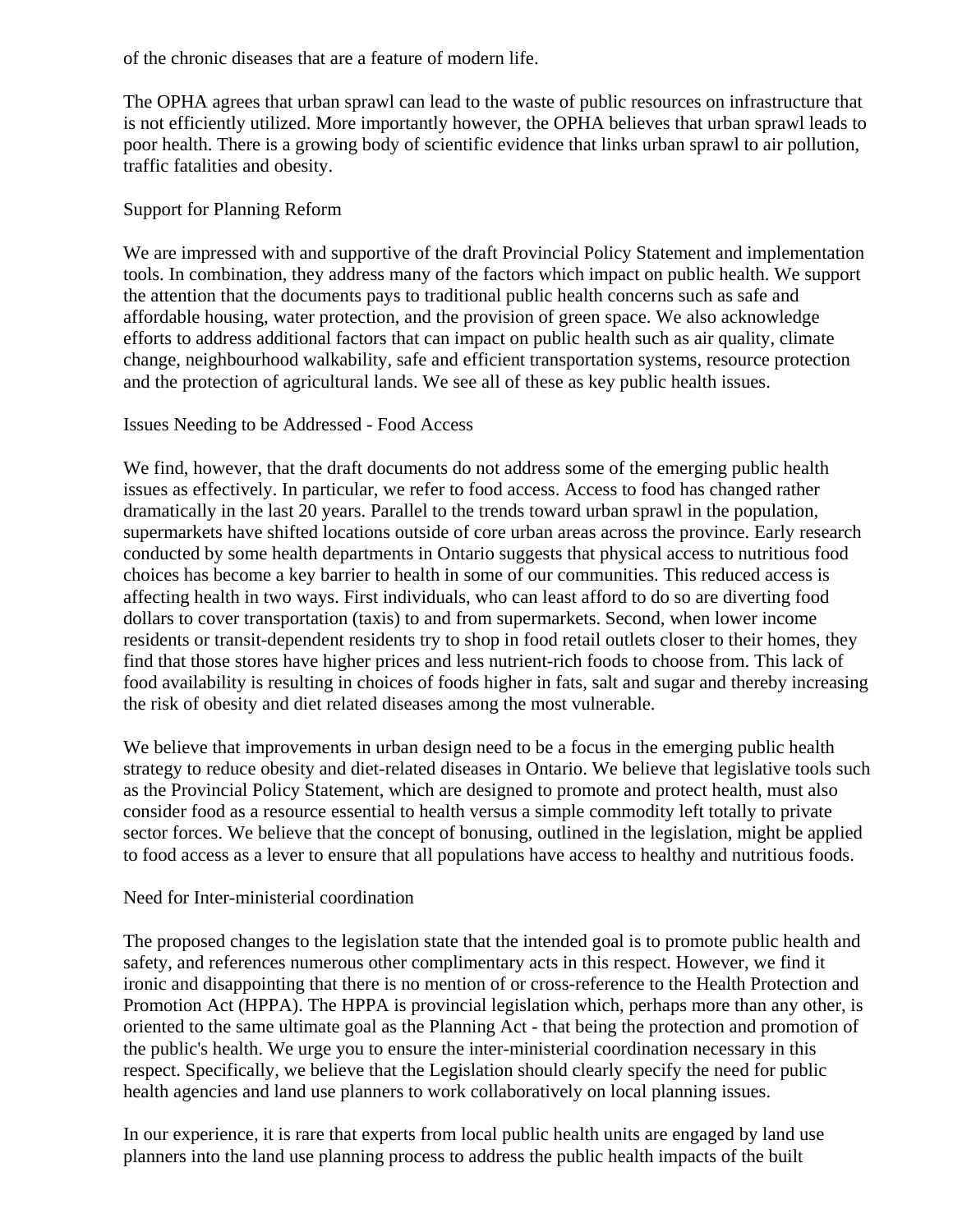of the chronic diseases that are a feature of modern life.

The OPHA agrees that urban sprawl can lead to the waste of public resources on infrastructure that is not efficiently utilized. More importantly however, the OPHA believes that urban sprawl leads to poor health. There is a growing body of scientific evidence that links urban sprawl to air pollution, traffic fatalities and obesity.

## Support for Planning Reform

We are impressed with and supportive of the draft Provincial Policy Statement and implementation tools. In combination, they address many of the factors which impact on public health. We support the attention that the documents pays to traditional public health concerns such as safe and affordable housing, water protection, and the provision of green space. We also acknowledge efforts to address additional factors that can impact on public health such as air quality, climate change, neighbourhood walkability, safe and efficient transportation systems, resource protection and the protection of agricultural lands. We see all of these as key public health issues.

## Issues Needing to be Addressed - Food Access

We find, however, that the draft documents do not address some of the emerging public health issues as effectively. In particular, we refer to food access. Access to food has changed rather dramatically in the last 20 years. Parallel to the trends toward urban sprawl in the population, supermarkets have shifted locations outside of core urban areas across the province. Early research conducted by some health departments in Ontario suggests that physical access to nutritious food choices has become a key barrier to health in some of our communities. This reduced access is affecting health in two ways. First individuals, who can least afford to do so are diverting food dollars to cover transportation (taxis) to and from supermarkets. Second, when lower income residents or transit-dependent residents try to shop in food retail outlets closer to their homes, they find that those stores have higher prices and less nutrient-rich foods to choose from. This lack of food availability is resulting in choices of foods higher in fats, salt and sugar and thereby increasing the risk of obesity and diet related diseases among the most vulnerable.

We believe that improvements in urban design need to be a focus in the emerging public health strategy to reduce obesity and diet-related diseases in Ontario. We believe that legislative tools such as the Provincial Policy Statement, which are designed to promote and protect health, must also consider food as a resource essential to health versus a simple commodity left totally to private sector forces. We believe that the concept of bonusing, outlined in the legislation, might be applied to food access as a lever to ensure that all populations have access to healthy and nutritious foods.

## Need for Inter-ministerial coordination

The proposed changes to the legislation state that the intended goal is to promote public health and safety, and references numerous other complimentary acts in this respect. However, we find it ironic and disappointing that there is no mention of or cross-reference to the Health Protection and Promotion Act (HPPA). The HPPA is provincial legislation which, perhaps more than any other, is oriented to the same ultimate goal as the Planning Act - that being the protection and promotion of the public's health. We urge you to ensure the inter-ministerial coordination necessary in this respect. Specifically, we believe that the Legislation should clearly specify the need for public health agencies and land use planners to work collaboratively on local planning issues.

In our experience, it is rare that experts from local public health units are engaged by land use planners into the land use planning process to address the public health impacts of the built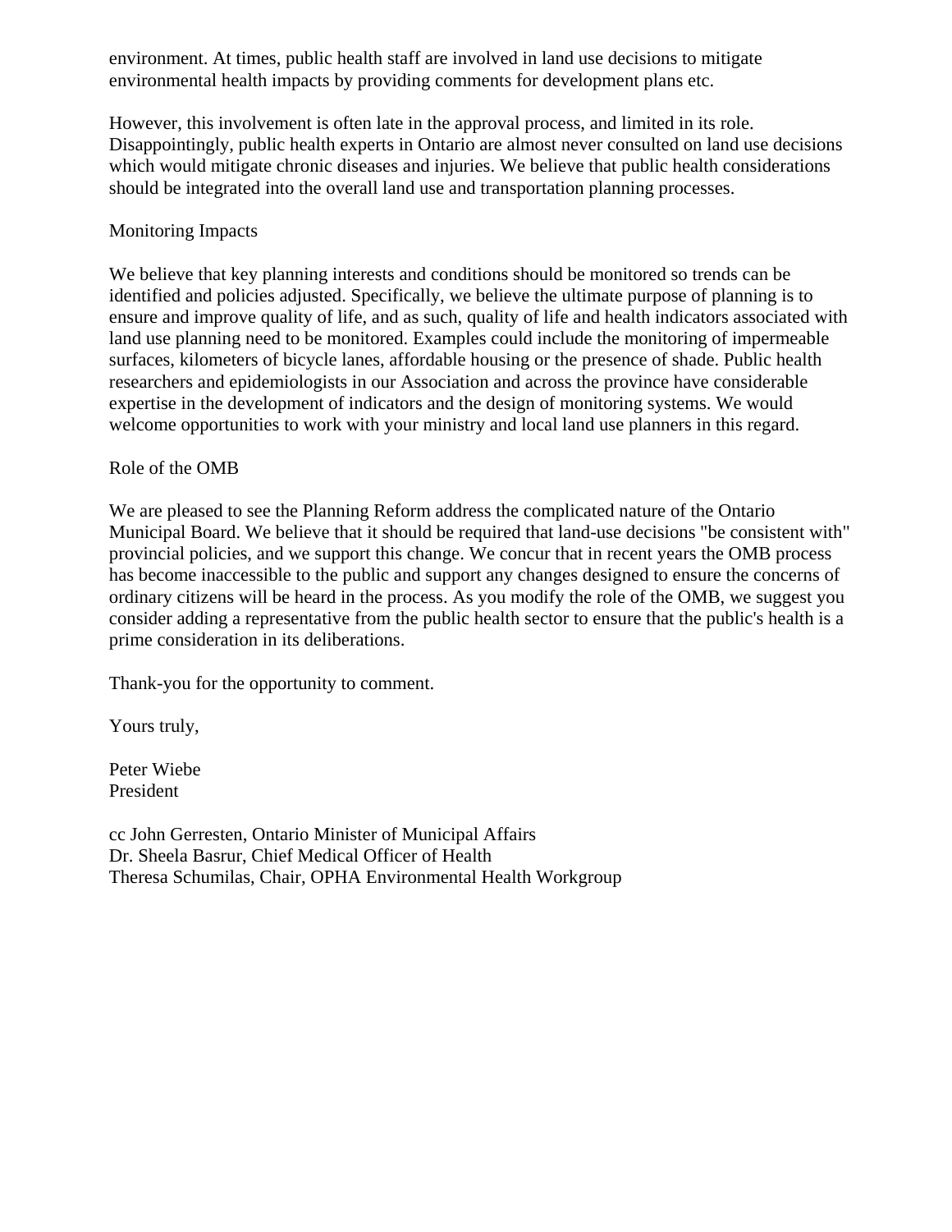environment. At times, public health staff are involved in land use decisions to mitigate environmental health impacts by providing comments for development plans etc.

However, this involvement is often late in the approval process, and limited in its role. Disappointingly, public health experts in Ontario are almost never consulted on land use decisions which would mitigate chronic diseases and injuries. We believe that public health considerations should be integrated into the overall land use and transportation planning processes.

## Monitoring Impacts

We believe that key planning interests and conditions should be monitored so trends can be identified and policies adjusted. Specifically, we believe the ultimate purpose of planning is to ensure and improve quality of life, and as such, quality of life and health indicators associated with land use planning need to be monitored. Examples could include the monitoring of impermeable surfaces, kilometers of bicycle lanes, affordable housing or the presence of shade. Public health researchers and epidemiologists in our Association and across the province have considerable expertise in the development of indicators and the design of monitoring systems. We would welcome opportunities to work with your ministry and local land use planners in this regard.

## Role of the OMB

We are pleased to see the Planning Reform address the complicated nature of the Ontario Municipal Board. We believe that it should be required that land-use decisions "be consistent with" provincial policies, and we support this change. We concur that in recent years the OMB process has become inaccessible to the public and support any changes designed to ensure the concerns of ordinary citizens will be heard in the process. As you modify the role of the OMB, we suggest you consider adding a representative from the public health sector to ensure that the public's health is a prime consideration in its deliberations.

Thank-you for the opportunity to comment.

Yours truly,

Peter Wiebe
President

cc John Gerresten, Ontario Minister of Municipal Affairs
Dr. Sheela Basrur, Chief Medical Officer of Health
Theresa Schumilas, Chair, OPHA Environmental Health Workgroup